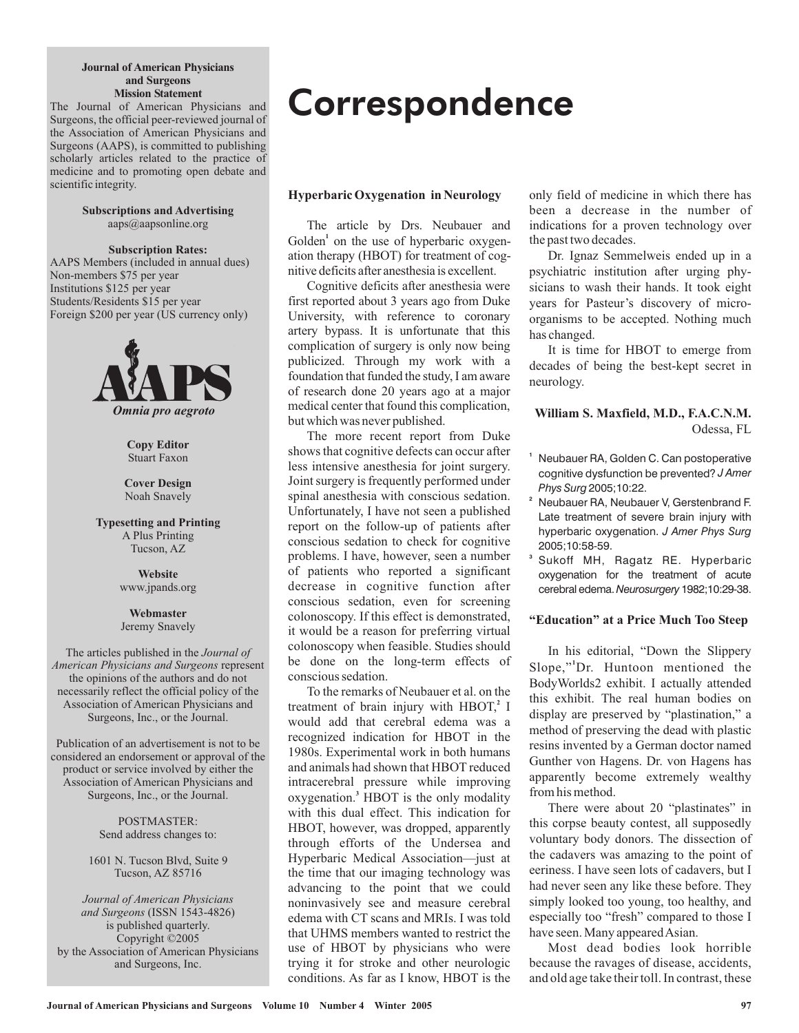**Journal of American Physicians and Surgeons Mission Statement**

The Journal of American Physicians and Surgeons, the official peer-reviewed journal of the Association of American Physicians and Surgeons (AAPS), is committed to publishing scholarly articles related to the practice of medicine and to promoting open debate and scientific integrity.

**Subscriptions and Advertising**
aaps@aapsonline.org

**Subscription Rates:**
AAPS Members (included in annual dues)
Non-members $75 per year
Institutions $125 per year
Students/Residents $15 per year
Foreign $200 per year (US currency only)

AAPS
*Omnia pro aegroto*

**Copy Editor**
Stuart Faxon

**Cover Design**
Noah Snavely

**Typesetting and Printing**
A Plus Printing
Tucson, AZ

**Website**
www.jpands.org

**Webmaster**
Jeremy Snavely

The articles published in the *Journal of American Physicians and Surgeons* represent the opinions of the authors and do not necessarily reflect the official policy of the Association of American Physicians and Surgeons, Inc., or the Journal.

Publication of an advertisement is not to be considered an endorsement or approval of the product or service involved by either the Association of American Physicians and Surgeons, Inc., or the Journal.

POSTMASTER:
Send address changes to:

1601 N. Tucson Blvd, Suite 9
Tucson, AZ 85716

*Journal of American Physicians and Surgeons* (ISSN 1543-4826) is published quarterly.
Copyright ©2005 by the Association of American Physicians and Surgeons, Inc.

# Correspondence

## Hyperbaric Oxygenation in Neurology

The article by Drs. Neubauer and Golden[1] on the use of hyperbaric oxygenation therapy (HBOT) for treatment of cognitive deficits after anesthesia is excellent.

Cognitive deficits after anesthesia were first reported about 3 years ago from Duke University, with reference to coronary artery bypass. It is unfortunate that this complication of surgery is only now being publicized. Through my work with a foundation that funded the study, I am aware of research done 20 years ago at a major medical center that found this complication, but which was never published.

The more recent report from Duke shows that cognitive defects can occur after less intensive anesthesia for joint surgery. Joint surgery is frequently performed under spinal anesthesia with conscious sedation. Unfortunately, I have not seen a published report on the follow-up of patients after conscious sedation to check for cognitive problems. I have, however, seen a number of patients who reported a significant decrease in cognitive function after conscious sedation, even for screening colonoscopy. If this effect is demonstrated, it would be a reason for preferring virtual colonoscopy when feasible. Studies should be done on the long-term effects of conscious sedation.

To the remarks of Neubauer et al. on the treatment of brain injury with HBOT,[2] I would add that cerebral edema was a recognized indication for HBOT in the 1980s. Experimental work in both humans and animals had shown that HBOT reduced intracerebral pressure while improving oxygenation.[3] HBOT is the only modality with this dual effect. This indication for HBOT, however, was dropped, apparently through efforts of the Undersea and Hyperbaric Medical Association—just at the time that our imaging technology was advancing to the point that we could noninvasively see and measure cerebral edema with CT scans and MRIs. I was told that UHMS members wanted to restrict the use of HBOT by physicians who were trying it for stroke and other neurologic conditions. As far as I know, HBOT is the only field of medicine in which there has been a decrease in the number of indications for a proven technology over the past two decades.

Dr. Ignaz Semmelweis ended up in a psychiatric institution after urging physicians to wash their hands. It took eight years for Pasteur's discovery of microorganisms to be accepted. Nothing much has changed.

It is time for HBOT to emerge from decades of being the best-kept secret in neurology.

**William S. Maxfield, M.D., F.A.C.N.M.**
Odessa, FL

1. Neubauer RA, Golden C. Can postoperative cognitive dysfunction be prevented? *J Amer Phys Surg* 2005;10:22.
2. Neubauer RA, Neubauer V, Gerstenbrand F. Late treatment of severe brain injury with hyperbaric oxygenation. *J Amer Phys Surg* 2005;10:58-59.
3. Sukoff MH, Ragatz RE. Hyperbaric oxygenation for the treatment of acute cerebral edema. *Neurosurgery* 1982;10:29-38.

## "Education" at a Price Much Too Steep

In his editorial, "Down the Slippery Slope,"[1] Dr. Huntoon mentioned the BodyWorlds2 exhibit. I actually attended this exhibit. The real human bodies on display are preserved by "plastination," a method of preserving the dead with plastic resins invented by a German doctor named Gunther von Hagens. Dr. von Hagens has apparently become extremely wealthy from his method.

There were about 20 "plastinates" in this corpse beauty contest, all supposedly voluntary body donors. The dissection of the cadavers was amazing to the point of eeriness. I have seen lots of cadavers, but I had never seen any like these before. They simply looked too young, too healthy, and especially too "fresh" compared to those I have seen. Many appeared Asian.

Most dead bodies look horrible because the ravages of disease, accidents, and old age take their toll. In contrast, these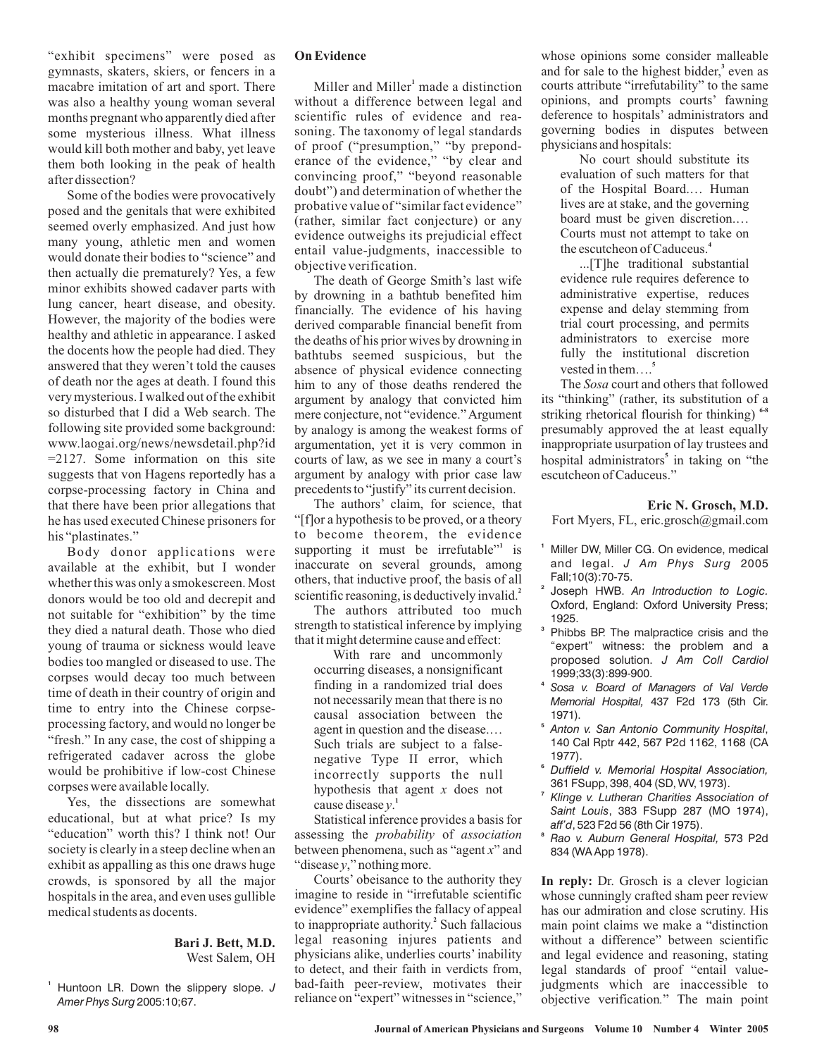"exhibit specimens" were posed as gymnasts, skaters, skiers, or fencers in a macabre imitation of art and sport. There was also a healthy young woman several months pregnant who apparently died after some mysterious illness. What illness would kill both mother and baby, yet leave them both looking in the peak of health after dissection?

Some of the bodies were provocatively posed and the genitals that were exhibited seemed overly emphasized. And just how many young, athletic men and women would donate their bodies to "science" and then actually die prematurely? Yes, a few minor exhibits showed cadaver parts with lung cancer, heart disease, and obesity. However, the majority of the bodies were healthy and athletic in appearance. I asked the docents how the people had died. They answered that they weren't told the causes of death nor the ages at death. I found this very mysterious. I walked out of the exhibit so disturbed that I did a Web search. The following site provided some background: www.laogai.org/news/newsdetail.php?id=2127. Some information on this site suggests that von Hagens reportedly has a corpse-processing factory in China and that there have been prior allegations that he has used executed Chinese prisoners for his "plastinates."

Body donor applications were available at the exhibit, but I wonder whether this was only a smokescreen. Most donors would be too old and decrepit and not suitable for "exhibition" by the time they died a natural death. Those who died young of trauma or sickness would leave bodies too mangled or diseased to use. The corpses would decay too much between time of death in their country of origin and time to entry into the Chinese corpse-processing factory, and would no longer be "fresh." In any case, the cost of shipping a refrigerated cadaver across the globe would be prohibitive if low-cost Chinese corpses were available locally.

Yes, the dissections are somewhat educational, but at what price? Is my "education" worth this? I think not! Our society is clearly in a steep decline when an exhibit as appalling as this one draws huge crowds, is sponsored by all the major hospitals in the area, and even uses gullible medical students as docents.

**Bari J. Bett, M.D.**
West Salem, OH

[1] Huntoon LR. Down the slippery slope. *J Amer Phys Surg* 2005:10;67.

## On Evidence

Miller and Miller[1] made a distinction without a difference between legal and scientific rules of evidence and reasoning. The taxonomy of legal standards of proof ("presumption," "by preponderance of the evidence," "by clear and convincing proof," "beyond reasonable doubt") and determination of whether the probative value of "similar fact evidence" (rather, similar fact conjecture) or any evidence outweighs its prejudicial effect entail value-judgments, inaccessible to objective verification.

The death of George Smith's last wife by drowning in a bathtub benefited him financially. The evidence of his having derived comparable financial benefit from the deaths of his prior wives by drowning in bathtubs seemed suspicious, but the absence of physical evidence connecting him to any of those deaths rendered the argument by analogy that convicted him mere conjecture, not "evidence." Argument by analogy is among the weakest forms of argumentation, yet it is very common in courts of law, as we see in many a court's argument by analogy with prior case law precedents to "justify" its current decision.

The authors' claim, for science, that "[f]or a hypothesis to be proved, or a theory to become theorem, the evidence supporting it must be irrefutable"[1] is inaccurate on several grounds, among others, that inductive proof, the basis of all scientific reasoning, is deductively invalid.[2]

The authors attributed too much strength to statistical inference by implying that it might determine cause and effect:

> With rare and uncommonly occurring diseases, a nonsignificant finding in a randomized trial does not necessarily mean that there is no causal association between the agent in question and the disease.… Such trials are subject to a false-negative Type II error, which incorrectly supports the null hypothesis that agent $x$ does not cause disease $y$.[1]

Statistical inference provides a basis for assessing the *probability* of *association* between phenomena, such as "agent $x$" and "disease $y$," nothing more.

Courts' obeisance to the authority they imagine to reside in "irrefutable scientific evidence" exemplifies the fallacy of appeal to inappropriate authority.[2] Such fallacious legal reasoning injures patients and physicians alike, underlies courts' inability to detect, and their faith in verdicts from, bad-faith peer-review, motivates their reliance on "expert" witnesses in "science," whose opinions some consider malleable and for sale to the highest bidder,[3] even as courts attribute "irrefutability" to the same opinions, and prompts courts' fawning deference to hospitals' administrators and governing bodies in disputes between physicians and hospitals:

> No court should substitute its evaluation of such matters for that of the Hospital Board.… Human lives are at stake, and the governing board must be given discretion.… Courts must not attempt to take on the escutcheon of Caduceus.[4]
>
> ...[T]he traditional substantial evidence rule requires deference to administrative expertise, reduces expense and delay stemming from trial court processing, and permits administrators to exercise more fully the institutional discretion vested in them….[5]

The *Sosa* court and others that followed its "thinking" (rather, its substitution of a striking rhetorical flourish for thinking)[6-8] presumably approved the at least equally inappropriate usurpation of lay trustees and hospital administrators[5] in taking on "the escutcheon of Caduceus."

**Eric N. Grosch, M.D.**
Fort Myers, FL, eric.grosch@gmail.com

1. Miller DW, Miller CG. On evidence, medical and legal. *J Am Phys Surg* 2005 Fall;10(3):70-75.
2. Joseph HWB. *An Introduction to Logic.* Oxford, England: Oxford University Press; 1925.
3. Phibbs BP. The malpractice crisis and the "expert" witness: the problem and a proposed solution. *J Am Coll Cardiol* 1999;33(3):899-900.
4. *Sosa v. Board of Managers of Val Verde Memorial Hospital,* 437 F2d 173 (5th Cir. 1971).
5. *Anton v. San Antonio Community Hospital*, 140 Cal Rptr 442, 567 P2d 1162, 1168 (CA 1977).
6. *Duffield v. Memorial Hospital Association,* 361 FSupp, 398, 404 (SD, WV, 1973).
7. *Klinge v. Lutheran Charities Association of Saint Louis*, 383 FSupp 287 (MO 1974), *aff'd*, 523 F2d 56 (8th Cir 1975).
8. *Rao v. Auburn General Hospital,* 573 P2d 834 (WA App 1978).

**In reply:** Dr. Grosch is a clever logician whose cunningly crafted sham peer review has our admiration and close scrutiny. His main point claims we make a "distinction without a difference" between scientific and legal evidence and reasoning, stating legal standards of proof "entail value-judgments which are inaccessible to objective verification*.*" The main point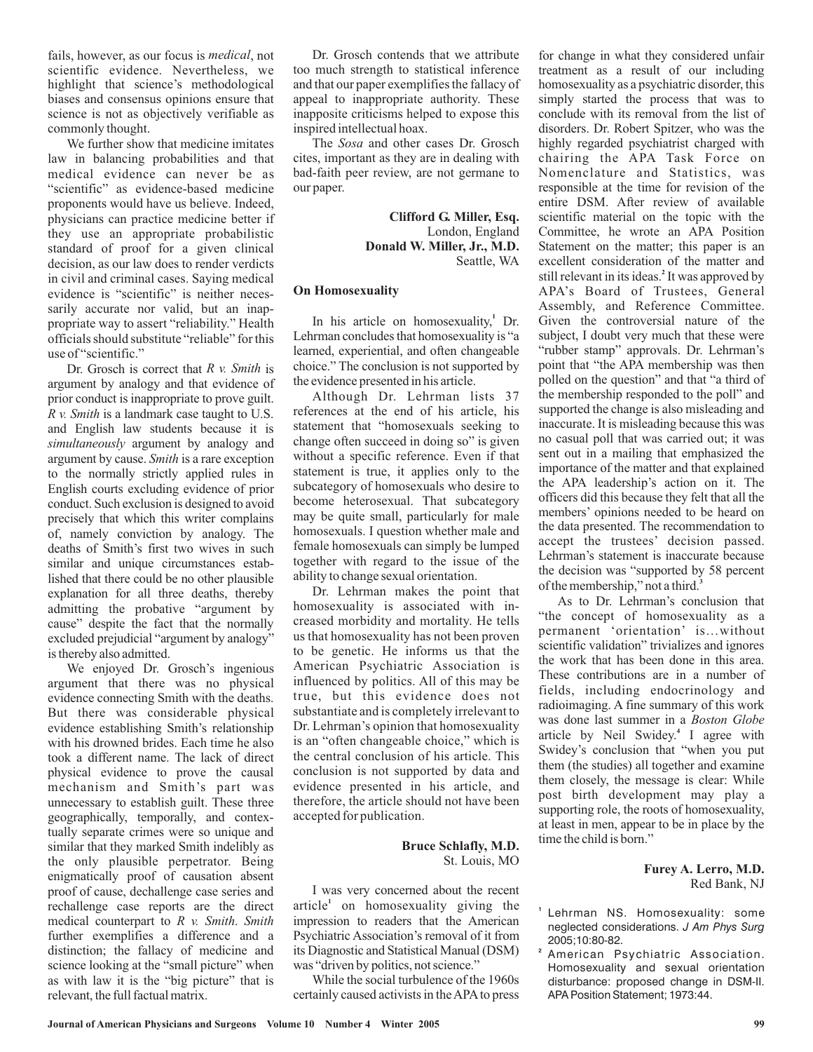fails, however, as our focus is *medical*, not scientific evidence. Nevertheless, we highlight that science's methodological biases and consensus opinions ensure that science is not as objectively verifiable as commonly thought.

We further show that medicine imitates law in balancing probabilities and that medical evidence can never be as "scientific" as evidence-based medicine proponents would have us believe. Indeed, physicians can practice medicine better if they use an appropriate probabilistic standard of proof for a given clinical decision, as our law does to render verdicts in civil and criminal cases. Saying medical evidence is "scientific" is neither necessarily accurate nor valid, but an inappropriate way to assert "reliability." Health officials should substitute "reliable" for this use of "scientific."

Dr. Grosch is correct that *R v. Smith* is argument by analogy and that evidence of prior conduct is inappropriate to prove guilt. *R v. Smith* is a landmark case taught to U.S. and English law students because it is *simultaneously* argument by analogy and argument by cause. *Smith* is a rare exception to the normally strictly applied rules in English courts excluding evidence of prior conduct. Such exclusion is designed to avoid precisely that which this writer complains of, namely conviction by analogy. The deaths of Smith's first two wives in such similar and unique circumstances established that there could be no other plausible explanation for all three deaths, thereby admitting the probative "argument by cause" despite the fact that the normally excluded prejudicial "argument by analogy" is thereby also admitted.

We enjoyed Dr. Grosch's ingenious argument that there was no physical evidence connecting Smith with the deaths. But there was considerable physical evidence establishing Smith's relationship with his drowned brides. Each time he also took a different name. The lack of direct physical evidence to prove the causal mechanism and Smith's part was unnecessary to establish guilt. These three geographically, temporally, and contextually separate crimes were so unique and similar that they marked Smith indelibly as the only plausible perpetrator. Being enigmatically proof of causation absent proof of cause, dechallenge case series and rechallenge case reports are the direct medical counterpart to *R v. Smith*. *Smith* further exemplifies a difference and a distinction; the fallacy of medicine and science looking at the "small picture" when as with law it is the "big picture" that is relevant, the full factual matrix.

Dr. Grosch contends that we attribute too much strength to statistical inference and that our paper exemplifies the fallacy of appeal to inappropriate authority. These inapposite criticisms helped to expose this inspired intellectual hoax.

The *Sosa* and other cases Dr. Grosch cites, important as they are in dealing with bad-faith peer review, are not germane to our paper.

**Clifford G. Miller, Esq.**
London, England
**Donald W. Miller, Jr., M.D.**
Seattle, WA

## On Homosexuality

In his article on homosexuality,[1] Dr. Lehrman concludes that homosexuality is "a learned, experiential, and often changeable choice." The conclusion is not supported by the evidence presented in his article.

Although Dr. Lehrman lists 37 references at the end of his article, his statement that "homosexuals seeking to change often succeed in doing so" is given without a specific reference. Even if that statement is true, it applies only to the subcategory of homosexuals who desire to become heterosexual. That subcategory may be quite small, particularly for male homosexuals. I question whether male and female homosexuals can simply be lumped together with regard to the issue of the ability to change sexual orientation.

Dr. Lehrman makes the point that homosexuality is associated with increased morbidity and mortality. He tells us that homosexuality has not been proven to be genetic. He informs us that the American Psychiatric Association is influenced by politics. All of this may be true, but this evidence does not substantiate and is completely irrelevant to Dr. Lehrman's opinion that homosexuality is an "often changeable choice," which is the central conclusion of his article. This conclusion is not supported by data and evidence presented in his article, and therefore, the article should not have been accepted for publication.

**Bruce Schlafly, M.D.**
St. Louis, MO

I was very concerned about the recent article[1] on homosexuality giving the impression to readers that the American Psychiatric Association's removal of it from its Diagnostic and Statistical Manual (DSM) was "driven by politics, not science."

While the social turbulence of the 1960s certainly caused activists in the APA to press for change in what they considered unfair treatment as a result of our including homosexuality as a psychiatric disorder, this simply started the process that was to conclude with its removal from the list of disorders. Dr. Robert Spitzer, who was the highly regarded psychiatrist charged with chairing the APA Task Force on Nomenclature and Statistics, was responsible at the time for revision of the entire DSM. After review of available scientific material on the topic with the Committee, he wrote an APA Position Statement on the matter; this paper is an excellent consideration of the matter and still relevant in its ideas.[2] It was approved by APA's Board of Trustees, General Assembly, and Reference Committee. Given the controversial nature of the subject, I doubt very much that these were "rubber stamp" approvals. Dr. Lehrman's point that "the APA membership was then polled on the question" and that "a third of the membership responded to the poll" and supported the change is also misleading and inaccurate. It is misleading because this was no casual poll that was carried out; it was sent out in a mailing that emphasized the importance of the matter and that explained the APA leadership's action on it. The officers did this because they felt that all the members' opinions needed to be heard on the data presented. The recommendation to accept the trustees' decision passed. Lehrman's statement is inaccurate because the decision was "supported by 58 percent of the membership," not a third.[3]

As to Dr. Lehrman's conclusion that "the concept of homosexuality as a permanent 'orientation' is…without scientific validation" trivializes and ignores the work that has been done in this area. These contributions are in a number of fields, including endocrinology and radioimaging. A fine summary of this work was done last summer in a *Boston Globe* article by Neil Swidey.[4] I agree with Swidey's conclusion that "when you put them (the studies) all together and examine them closely, the message is clear: While post birth development may play a supporting role, the roots of homosexuality, at least in men, appear to be in place by the time the child is born."

**Furey A. Lerro, M.D.**
Red Bank, NJ

1. Lehrman NS. Homosexuality: some neglected considerations. *J Am Phys Surg* 2005;10:80-82.
2. American Psychiatric Association. Homosexuality and sexual orientation disturbance: proposed change in DSM-II. APA Position Statement; 1973:44.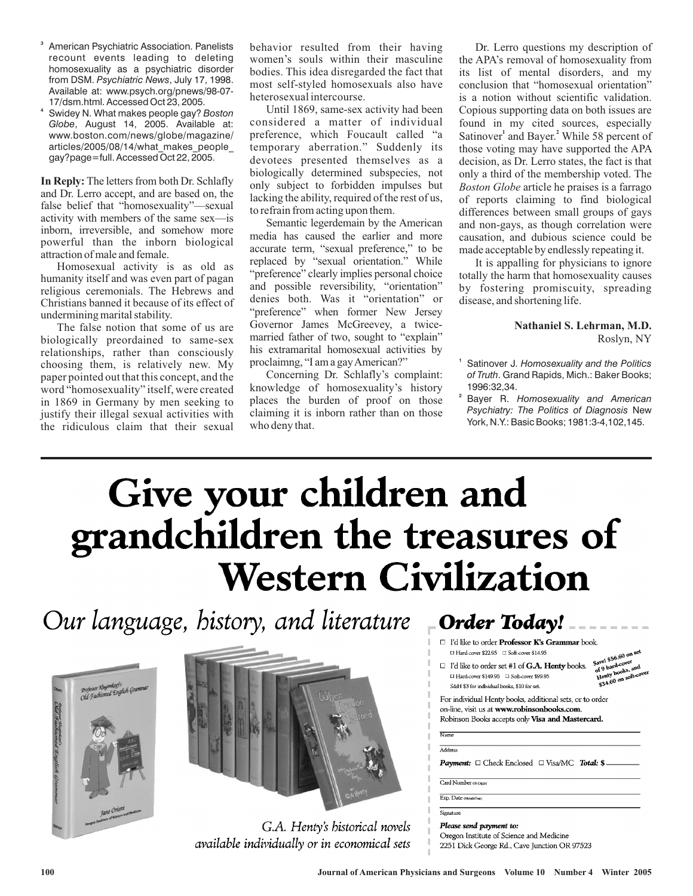3. American Psychiatric Association. Panelists recount events leading to deleting homosexuality as a psychiatric disorder from DSM. *Psychiatric News*, July 17, 1998. Available at: www.psych.org/pnews/98-07-17/dsm.html. Accessed Oct 23, 2005.
4. Swidey N. What makes people gay? *Boston Globe*, August 14, 2005. Available at: www.boston.com/news/globe/magazine/articles/2005/08/14/what_makes_people_gay?page=full. Accessed Oct 22, 2005.

**In Reply:** The letters from both Dr. Schlafly and Dr. Lerro accept, and are based on, the false belief that "homosexuality"—sexual activity with members of the same sex—is inborn, irreversible, and somehow more powerful than the inborn biological attraction of male and female.

Homosexual activity is as old as humanity itself and was even part of pagan religious ceremonials. The Hebrews and Christians banned it because of its effect of undermining marital stability.

The false notion that some of us are biologically preordained to same-sex relationships, rather than consciously choosing them, is relatively new. My paper pointed out that this concept, and the word "homosexuality" itself, were created in 1869 in Germany by men seeking to justify their illegal sexual activities with the ridiculous claim that their sexual behavior resulted from their having women's souls within their masculine bodies. This idea disregarded the fact that most self-styled homosexuals also have heterosexual intercourse.

Until 1869, same-sex activity had been considered a matter of individual preference, which Foucault called "a temporary aberration." Suddenly its devotees presented themselves as a biologically determined subspecies, not only subject to forbidden impulses but lacking the ability, required of the rest of us, to refrain from acting upon them.

Semantic legerdemain by the American media has caused the earlier and more accurate term, "sexual preference," to be replaced by "sexual orientation." While "preference" clearly implies personal choice and possible reversibility, "orientation" denies both. Was it "orientation" or "preference" when former New Jersey Governor James McGreevey, a twice-married father of two, sought to "explain" his extramarital homosexual activities by proclaimng, "I am a gay American?"

Concerning Dr. Schlafly's complaint: knowledge of homosexuality's history places the burden of proof on those claiming it is inborn rather than on those who deny that.

Dr. Lerro questions my description of the APA's removal of homosexuality from its list of mental disorders, and my conclusion that "homosexual orientation" is a notion without scientific validation. Copious supporting data on both issues are found in my cited sources, especially Satinover[1] and Bayer.[2] While 58 percent of those voting may have supported the APA decision, as Dr. Lerro states, the fact is that only a third of the membership voted. The *Boston Globe* article he praises is a farrago of reports claiming to find biological differences between small groups of gays and non-gays, as though correlation were causation, and dubious science could be made acceptable by endlessly repeating it.

It is appalling for physicians to ignore totally the harm that homosexuality causes by fostering promiscuity, spreading disease, and shortening life.

**Nathaniel S. Lehrman, M.D.**
Roslyn, NY

1. Satinover J. *Homosexuality and the Politics of Truth*. Grand Rapids, Mich.: Baker Books; 1996:32,34.
2. Bayer R. *Homosexuality and American Psychiatry: The Politics of Diagnosis* New York, N.Y.: Basic Books; 1981:3-4,102,145.

---

# Give your children and grandchildren the treasures of Western Civilization

*Our language, history, and literature*

*G.A. Henty's historical novels available individually or in economical sets*

## Order Today!

☐ I'd like to order **Professor K's Grammar** book.
☐ Hard-cover $22.95 ☐ Soft-cover $14.95

☐ I'd like to order set #1 of **G.A. Henty** books.
☐ Hard-cover $149.95 ☐ Soft-cover $99.95
S&H $3 for individual books, $10 for set.

Save! $56.60 on set of 9 hard-cover Henty books, and $34.60 on soft-cover

For individual Henty books, additional sets, or to order on-line, visit us at **www.robinsonbooks.com**.
Robinson Books accepts only **Visa and Mastercard.**

Name
Address
***Payment:*** ☐ Check Enclosed ☐ Visa/MC ***Total:*** **$** \_\_\_\_\_\_
Card Number (16 Digits)
Exp. Date (Month/Year)
Signature

***Please send payment to:***
Oregon Institute of Science and Medicine
2251 Dick George Rd., Cave Junction OR 97523